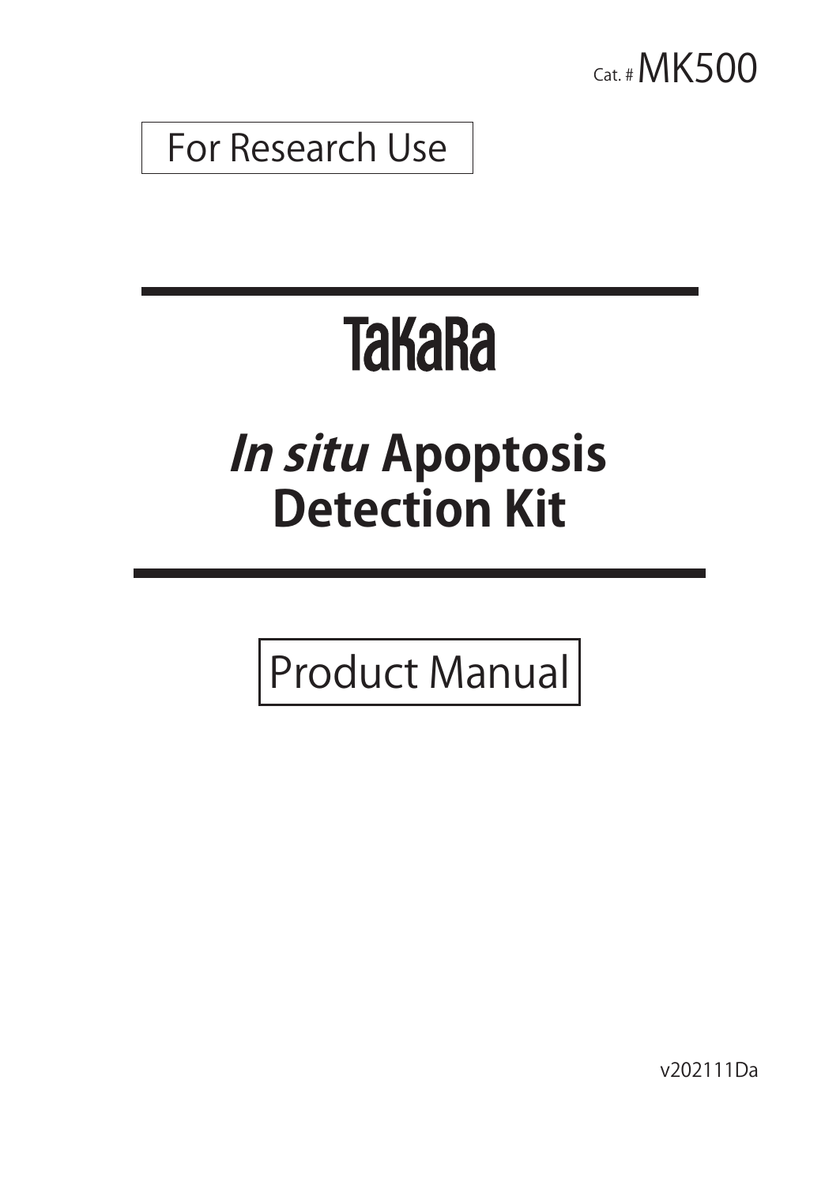Cat. # MK500

For Research Use

TaKaRa

# *In situ* Apoptosis Detection Kit

Product Manual

v202111Da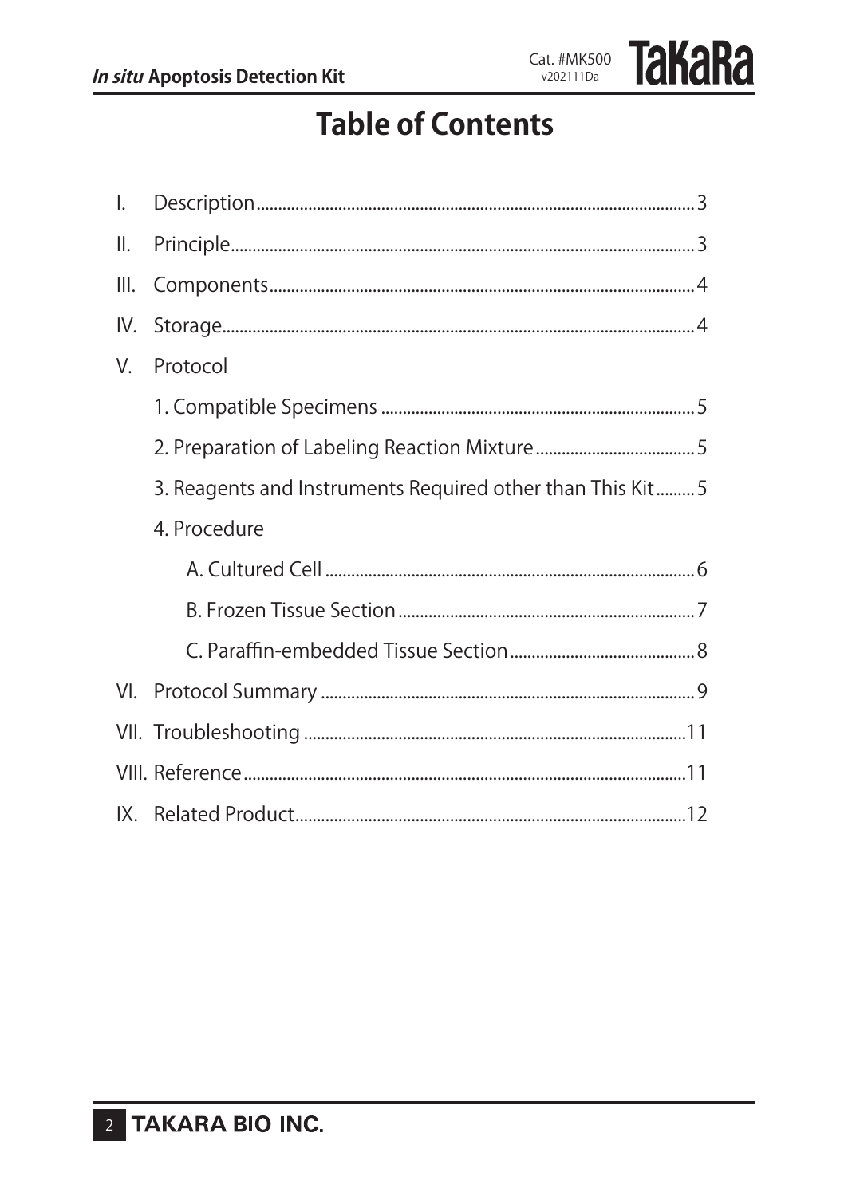# Table of Contents

I. Description.......................................................................................................3

II. Principle...........................................................................................................3

III. Components...................................................................................................4

IV. Storage.............................................................................................................4

V. Protocol

1. Compatible Specimens .........................................................................5

2. Preparation of Labeling Reaction Mixture.....................................5

3. Reagents and Instruments Required other than This Kit.........5

4. Procedure

A. Cultured Cell .....................................................................................6

B. Frozen Tissue Section.....................................................................7

C. Paraffin-embedded Tissue Section...........................................8

VI. Protocol Summary .......................................................................................9

VII. Troubleshooting .........................................................................................11

VIII. Reference.......................................................................................................11

IX. Related Product...........................................................................................12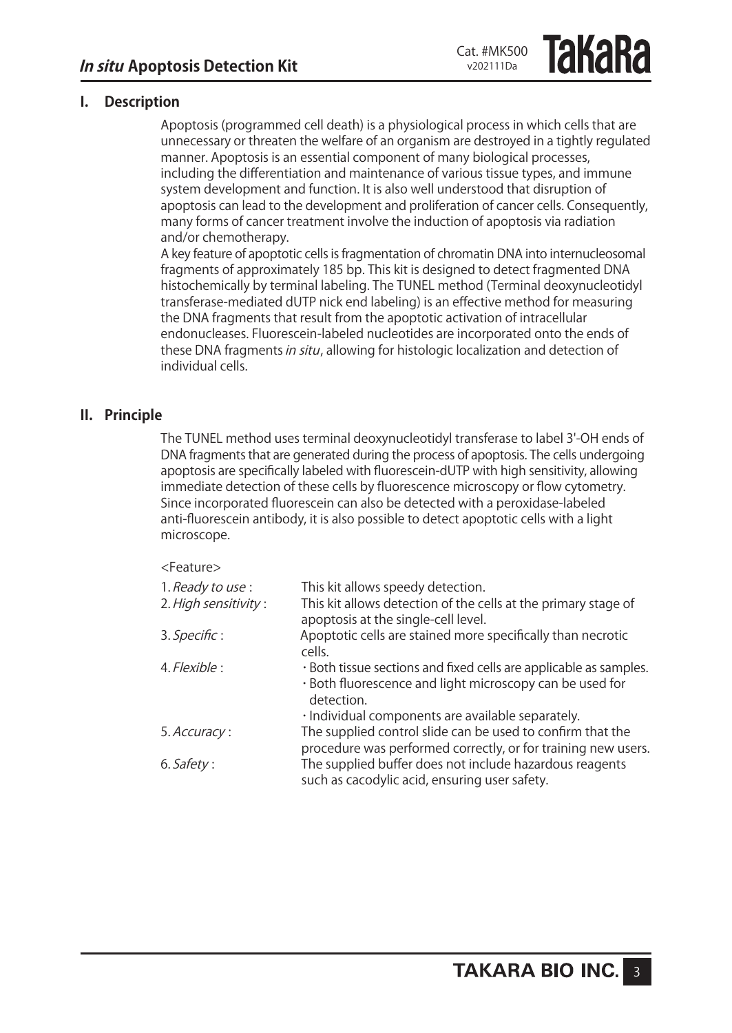## I. Description

Apoptosis (programmed cell death) is a physiological process in which cells that are unnecessary or threaten the welfare of an organism are destroyed in a tightly regulated manner. Apoptosis is an essential component of many biological processes, including the differentiation and maintenance of various tissue types, and immune system development and function. It is also well understood that disruption of apoptosis can lead to the development and proliferation of cancer cells. Consequently, many forms of cancer treatment involve the induction of apoptosis via radiation and/or chemotherapy.

A key feature of apoptotic cells is fragmentation of chromatin DNA into internucleosomal fragments of approximately 185 bp. This kit is designed to detect fragmented DNA histochemically by terminal labeling. The TUNEL method (Terminal deoxynucleotidyl transferase-mediated dUTP nick end labeling) is an effective method for measuring the DNA fragments that result from the apoptotic activation of intracellular endonucleases. Fluorescein-labeled nucleotides are incorporated onto the ends of these DNA fragments *in situ*, allowing for histologic localization and detection of individual cells.

## II. Principle

The TUNEL method uses terminal deoxynucleotidyl transferase to label 3'-OH ends of DNA fragments that are generated during the process of apoptosis. The cells undergoing apoptosis are specifically labeled with fluorescein-dUTP with high sensitivity, allowing immediate detection of these cells by fluorescence microscopy or flow cytometry. Since incorporated fluorescein can also be detected with a peroxidase-labeled anti-fluorescein antibody, it is also possible to detect apoptotic cells with a light microscope.

<Feature>

| | |
|---|---|
| 1. *Ready to use* : | This kit allows speedy detection. |
| 2. *High sensitivity* : | This kit allows detection of the cells at the primary stage of apoptosis at the single-cell level. |
| 3. *Specific* : | Apoptotic cells are stained more specifically than necrotic cells. |
| 4. *Flexible* : | · Both tissue sections and fixed cells are applicable as samples.<br>· Both fluorescence and light microscopy can be used for detection.<br>· Individual components are available separately. |
| 5. *Accuracy* : | The supplied control slide can be used to confirm that the procedure was performed correctly, or for training new users. |
| 6. *Safety* : | The supplied buffer does not include hazardous reagents such as cacodylic acid, ensuring user safety. |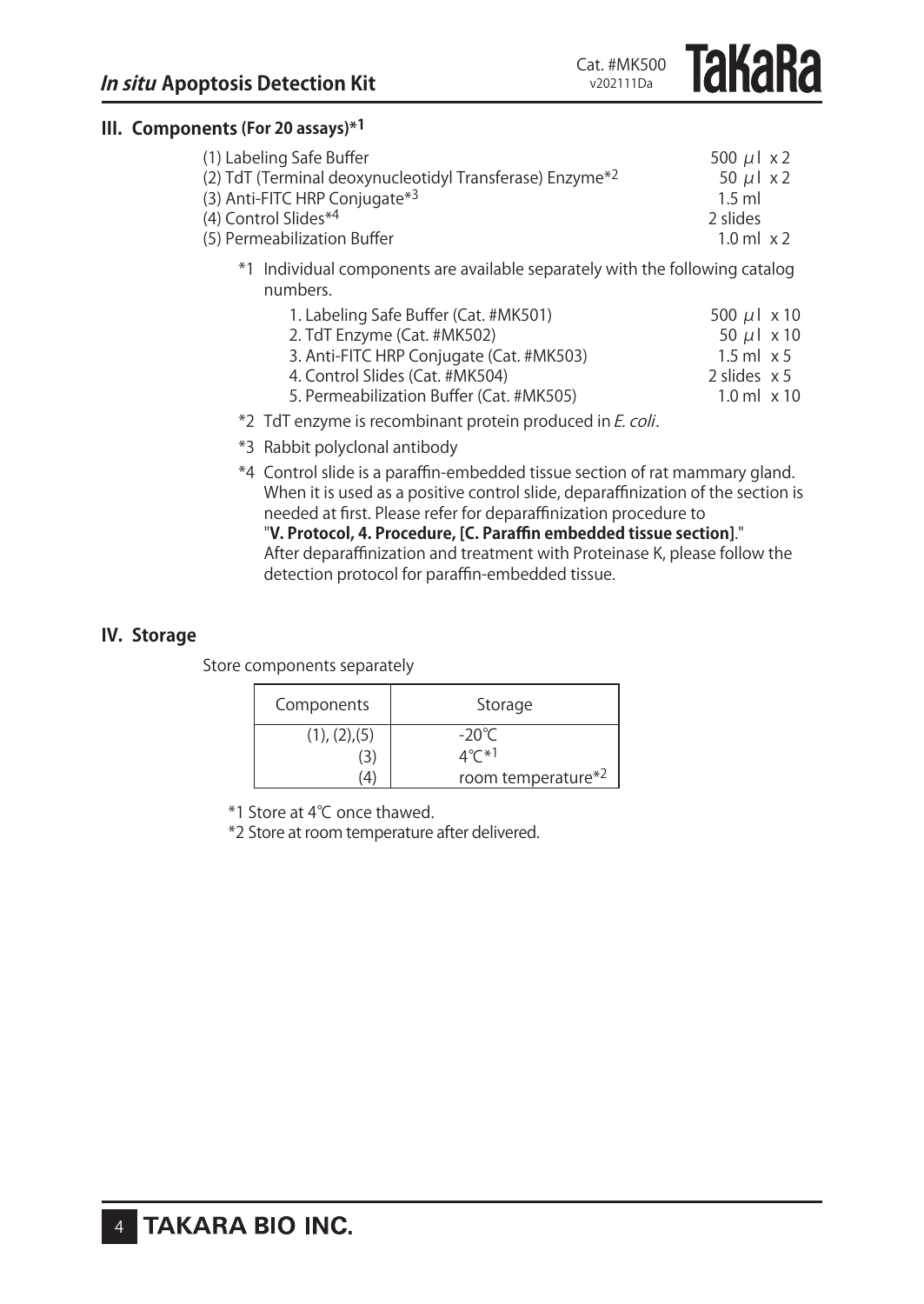## III. Components (For 20 assays)*1

| | |
|---|---|
| (1) Labeling Safe Buffer | 500 μl x 2 |
| (2) TdT (Terminal deoxynucleotidyl Transferase) Enzyme*2 | 50 μl x 2 |
| (3) Anti-FITC HRP Conjugate*3 | 1.5 ml |
| (4) Control Slides*4 | 2 slides |
| (5) Permeabilization Buffer | 1.0 ml x 2 |

*1 Individual components are available separately with the following catalog numbers.

| | |
|---|---|
| 1. Labeling Safe Buffer (Cat. #MK501) | 500 μl x 10 |
| 2. TdT Enzyme (Cat. #MK502) | 50 μl x 10 |
| 3. Anti-FITC HRP Conjugate (Cat. #MK503) | 1.5 ml x 5 |
| 4. Control Slides (Cat. #MK504) | 2 slides x 5 |
| 5. Permeabilization Buffer (Cat. #MK505) | 1.0 ml x 10 |

*2 TdT enzyme is recombinant protein produced in *E. coli*.

*3 Rabbit polyclonal antibody

*4 Control slide is a paraffin-embedded tissue section of rat mammary gland. When it is used as a positive control slide, deparaffinization of the section is needed at first. Please refer for deparaffinization procedure to "**V. Protocol, 4. Procedure, [C. Paraffin embedded tissue section]**." After deparaffinization and treatment with Proteinase K, please follow the detection protocol for paraffin-embedded tissue.

## IV. Storage

Store components separately

| Components | Storage |
|---|---|
| (1), (2),(5) | -20℃ |
| (3) | 4℃*1 |
| (4) | room temperature*2 |

*1 Store at 4℃ once thawed.

*2 Store at room temperature after delivered.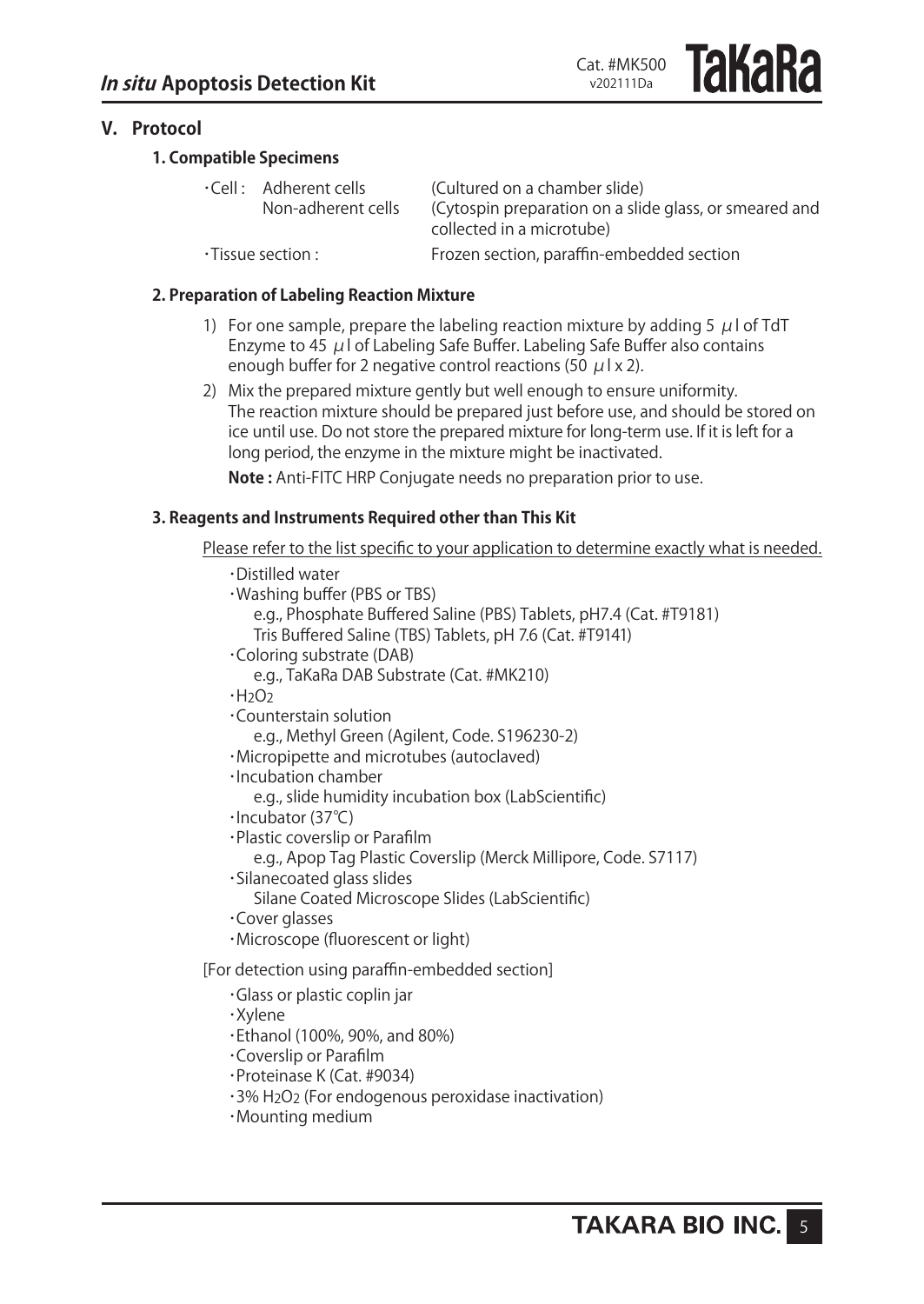## V. Protocol

### 1. Compatible Specimens

| | | |
|---|---|---|
| ・Cell : | Adherent cells | (Cultured on a chamber slide) |
| | Non-adherent cells | (Cytospin preparation on a slide glass, or smeared and collected in a microtube) |
| ・Tissue section : | | Frozen section, paraffin-embedded section |

### 2. Preparation of Labeling Reaction Mixture

1) For one sample, prepare the labeling reaction mixture by adding 5 μl of TdT Enzyme to 45 μl of Labeling Safe Buffer. Labeling Safe Buffer also contains enough buffer for 2 negative control reactions (50 μl x 2).
2) Mix the prepared mixture gently but well enough to ensure uniformity. The reaction mixture should be prepared just before use, and should be stored on ice until use. Do not store the prepared mixture for long-term use. If it is left for a long period, the enzyme in the mixture might be inactivated.

   **Note :** Anti-FITC HRP Conjugate needs no preparation prior to use.

### 3. Reagents and Instruments Required other than This Kit

Please refer to the list specific to your application to determine exactly what is needed.

- ・Distilled water
- ・Washing buffer (PBS or TBS)
  - e.g., Phosphate Buffered Saline (PBS) Tablets, pH7.4 (Cat. #T9181)
  - Tris Buffered Saline (TBS) Tablets, pH 7.6 (Cat. #T9141)
- ・Coloring substrate (DAB)
  - e.g., TaKaRa DAB Substrate (Cat. #MK210)
- ・$H_2O_2$
- ・Counterstain solution
  - e.g., Methyl Green (Agilent, Code. S196230-2)
- ・Micropipette and microtubes (autoclaved)
- ・Incubation chamber
  - e.g., slide humidity incubation box (LabScientific)
- ・Incubator (37℃)
- ・Plastic coverslip or Parafilm
  - e.g., Apop Tag Plastic Coverslip (Merck Millipore, Code. S7117)
- ・Silanecoated glass slides
  - Silane Coated Microscope Slides (LabScientific)
- ・Cover glasses
- ・Microscope (fluorescent or light)

[For detection using paraffin-embedded section]

- ・Glass or plastic coplin jar
- ・Xylene
- ・Ethanol (100%, 90%, and 80%)
- ・Coverslip or Parafilm
- ・Proteinase K (Cat. #9034)
- ・3% $H_2O_2$ (For endogenous peroxidase inactivation)
- ・Mounting medium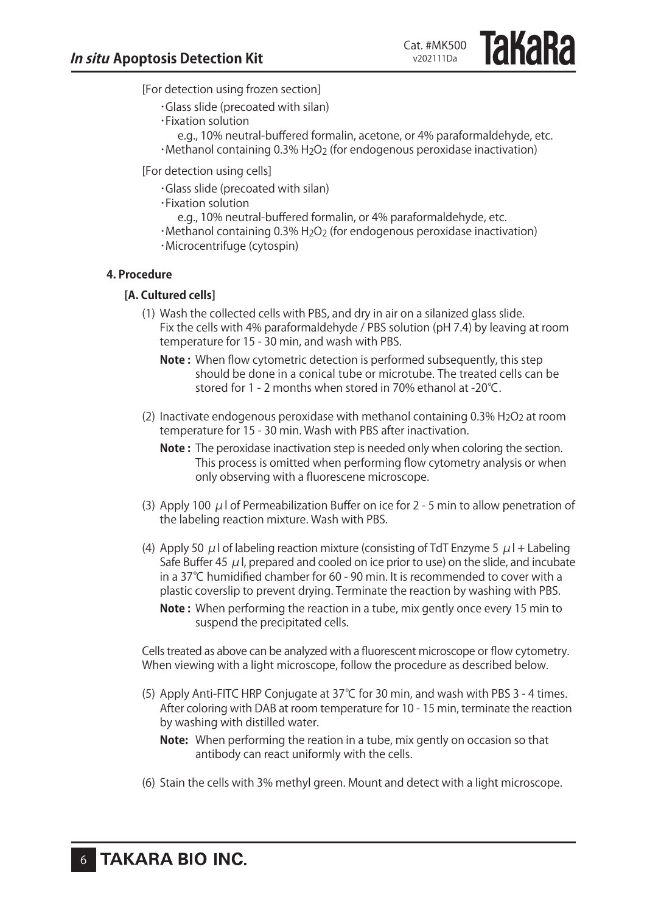[For detection using frozen section]

- Glass slide (precoated with silan)
- Fixation solution
  e.g., 10% neutral-buffered formalin, acetone, or 4% paraformaldehyde, etc.
- Methanol containing 0.3% $H_2O_2$ (for endogenous peroxidase inactivation)

[For detection using cells]

- Glass slide (precoated with silan)
- Fixation solution
  e.g., 10% neutral-buffered formalin, or 4% paraformaldehyde, etc.
- Methanol containing 0.3% $H_2O_2$ (for endogenous peroxidase inactivation)
- Microcentrifuge (cytospin)

## 4. Procedure

### [A. Cultured cells]

(1) Wash the collected cells with PBS, and dry in air on a silanized glass slide. Fix the cells with 4% paraformaldehyde / PBS solution (pH 7.4) by leaving at room temperature for 15 - 30 min, and wash with PBS.

**Note :** When flow cytometric detection is performed subsequently, this step should be done in a conical tube or microtube. The treated cells can be stored for 1 - 2 months when stored in 70% ethanol at -20℃.

(2) Inactivate endogenous peroxidase with methanol containing 0.3% $H_2O_2$ at room temperature for 15 - 30 min. Wash with PBS after inactivation.

**Note :** The peroxidase inactivation step is needed only when coloring the section. This process is omitted when performing flow cytometry analysis or when only observing with a fluorescene microscope.

(3) Apply 100 μl of Permeabilization Buffer on ice for 2 - 5 min to allow penetration of the labeling reaction mixture. Wash with PBS.

(4) Apply 50 μl of labeling reaction mixture (consisting of TdT Enzyme 5 μl + Labeling Safe Buffer 45 μl, prepared and cooled on ice prior to use) on the slide, and incubate in a 37℃ humidified chamber for 60 - 90 min. It is recommended to cover with a plastic coverslip to prevent drying. Terminate the reaction by washing with PBS.

**Note :** When performing the reaction in a tube, mix gently once every 15 min to suspend the precipitated cells.

Cells treated as above can be analyzed with a fluorescent microscope or flow cytometry. When viewing with a light microscope, follow the procedure as described below.

(5) Apply Anti-FITC HRP Conjugate at 37℃ for 30 min, and wash with PBS 3 - 4 times. After coloring with DAB at room temperature for 10 - 15 min, terminate the reaction by washing with distilled water.

**Note:** When performing the reation in a tube, mix gently on occasion so that antibody can react uniformly with the cells.

(6) Stain the cells with 3% methyl green. Mount and detect with a light microscope.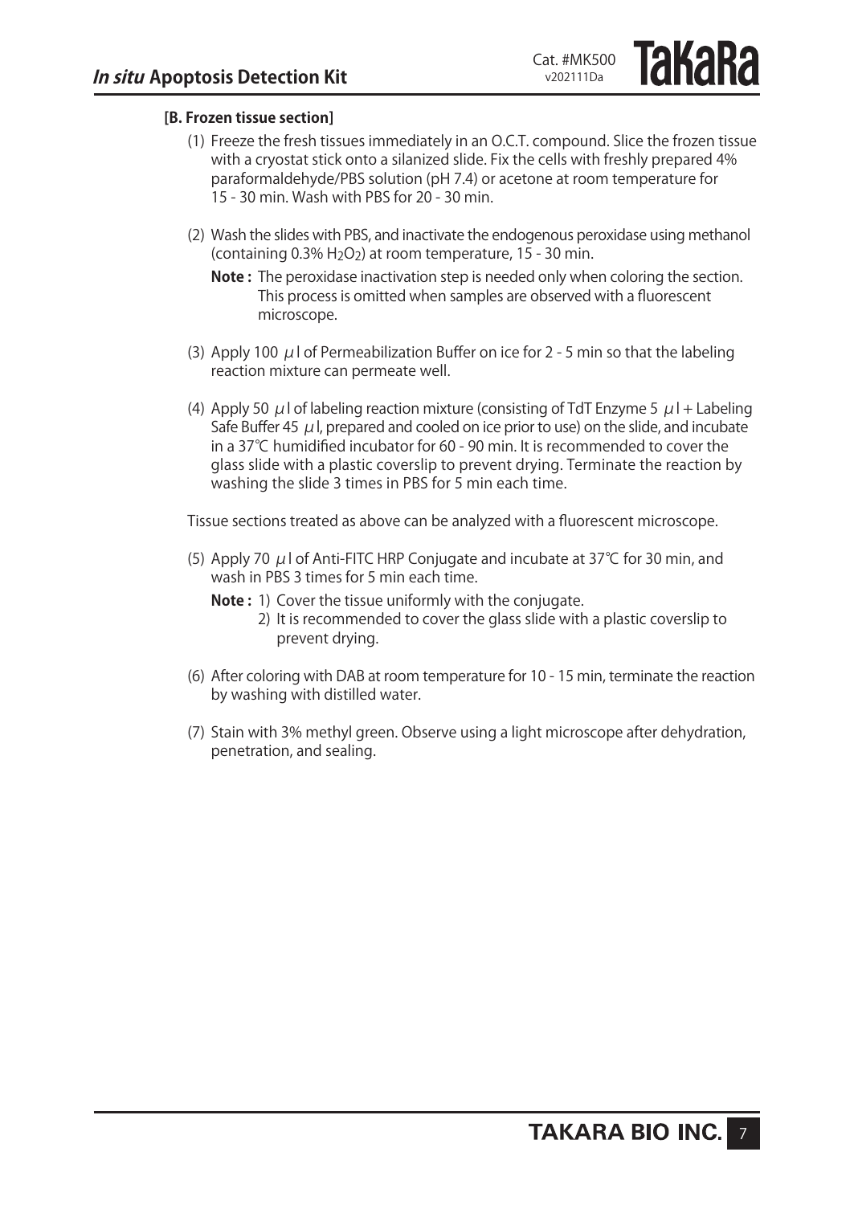**[B. Frozen tissue section]**

(1) Freeze the fresh tissues immediately in an O.C.T. compound. Slice the frozen tissue with a cryostat stick onto a silanized slide. Fix the cells with freshly prepared 4% paraformaldehyde/PBS solution (pH 7.4) or acetone at room temperature for 15 - 30 min. Wash with PBS for 20 - 30 min.

(2) Wash the slides with PBS, and inactivate the endogenous peroxidase using methanol (containing 0.3% $H_2O_2$) at room temperature, 15 - 30 min.

**Note :** The peroxidase inactivation step is needed only when coloring the section. This process is omitted when samples are observed with a fluorescent microscope.

(3) Apply 100 $\mu$l of Permeabilization Buffer on ice for 2 - 5 min so that the labeling reaction mixture can permeate well.

(4) Apply 50 $\mu$l of labeling reaction mixture (consisting of TdT Enzyme 5 $\mu$l + Labeling Safe Buffer 45 $\mu$l, prepared and cooled on ice prior to use) on the slide, and incubate in a 37℃ humidified incubator for 60 - 90 min. It is recommended to cover the glass slide with a plastic coverslip to prevent drying. Terminate the reaction by washing the slide 3 times in PBS for 5 min each time.

Tissue sections treated as above can be analyzed with a fluorescent microscope.

(5) Apply 70 $\mu$l of Anti-FITC HRP Conjugate and incubate at 37℃ for 30 min, and wash in PBS 3 times for 5 min each time.

**Note :** 1) Cover the tissue uniformly with the conjugate.
2) It is recommended to cover the glass slide with a plastic coverslip to prevent drying.

(6) After coloring with DAB at room temperature for 10 - 15 min, terminate the reaction by washing with distilled water.

(7) Stain with 3% methyl green. Observe using a light microscope after dehydration, penetration, and sealing.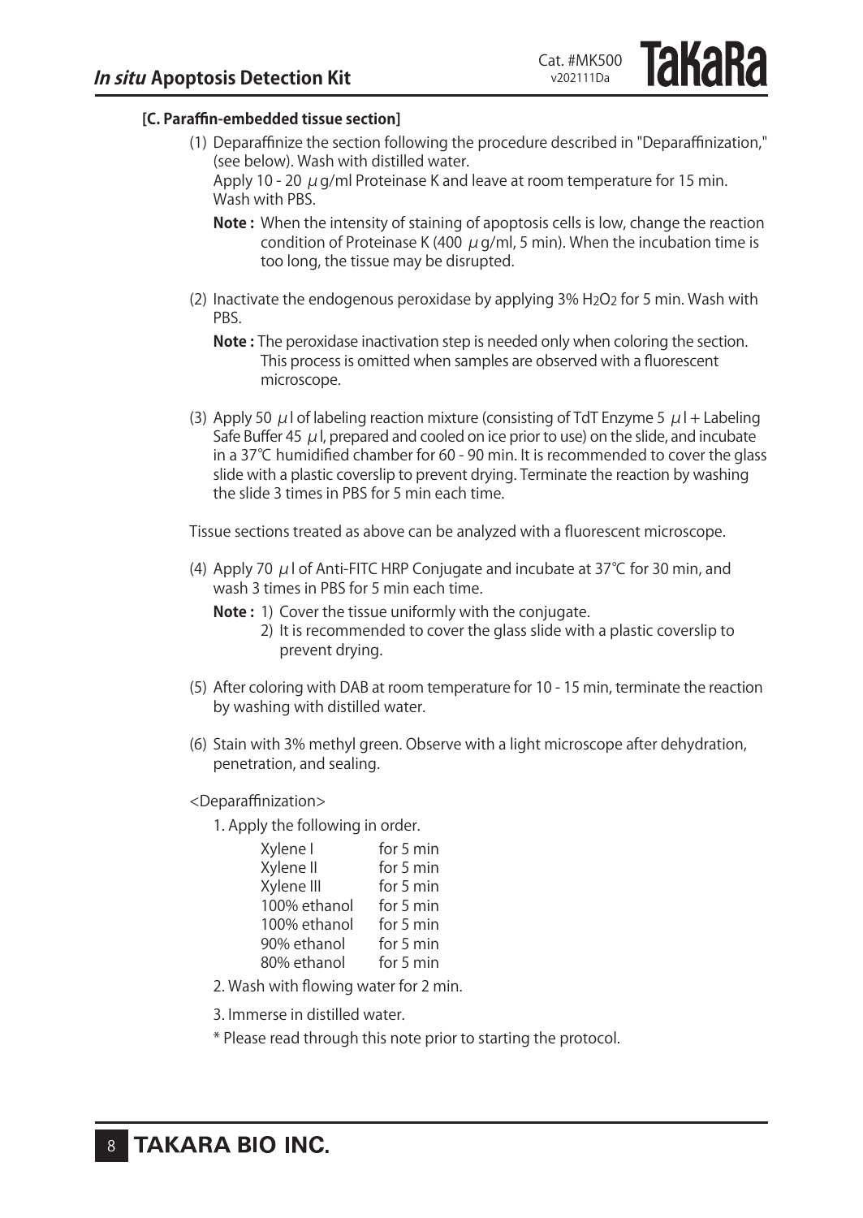**[C. Paraffin-embedded tissue section]**

(1) Deparaffinize the section following the procedure described in "Deparaffinization," (see below). Wash with distilled water.
Apply 10 - 20 $\mu$g/ml Proteinase K and leave at room temperature for 15 min. Wash with PBS.

**Note :** When the intensity of staining of apoptosis cells is low, change the reaction condition of Proteinase K (400 $\mu$g/ml, 5 min). When the incubation time is too long, the tissue may be disrupted.

(2) Inactivate the endogenous peroxidase by applying 3% $H_2O_2$ for 5 min. Wash with PBS.

**Note :** The peroxidase inactivation step is needed only when coloring the section. This process is omitted when samples are observed with a fluorescent microscope.

(3) Apply 50 $\mu$l of labeling reaction mixture (consisting of TdT Enzyme 5 $\mu$l + Labeling Safe Buffer 45 $\mu$l, prepared and cooled on ice prior to use) on the slide, and incubate in a 37℃ humidified chamber for 60 - 90 min. It is recommended to cover the glass slide with a plastic coverslip to prevent drying. Terminate the reaction by washing the slide 3 times in PBS for 5 min each time.

Tissue sections treated as above can be analyzed with a fluorescent microscope.

(4) Apply 70 $\mu$l of Anti-FITC HRP Conjugate and incubate at 37℃ for 30 min, and wash 3 times in PBS for 5 min each time.

**Note :** 1) Cover the tissue uniformly with the conjugate.
2) It is recommended to cover the glass slide with a plastic coverslip to prevent drying.

(5) After coloring with DAB at room temperature for 10 - 15 min, terminate the reaction by washing with distilled water.

(6) Stain with 3% methyl green. Observe with a light microscope after dehydration, penetration, and sealing.

<Deparaffinization>

1. Apply the following in order.

| | |
|---|---|
| Xylene I | for 5 min |
| Xylene II | for 5 min |
| Xylene III | for 5 min |
| 100% ethanol | for 5 min |
| 100% ethanol | for 5 min |
| 90% ethanol | for 5 min |
| 80% ethanol | for 5 min |

2. Wash with flowing water for 2 min.

3. Immerse in distilled water.

* Please read through this note prior to starting the protocol.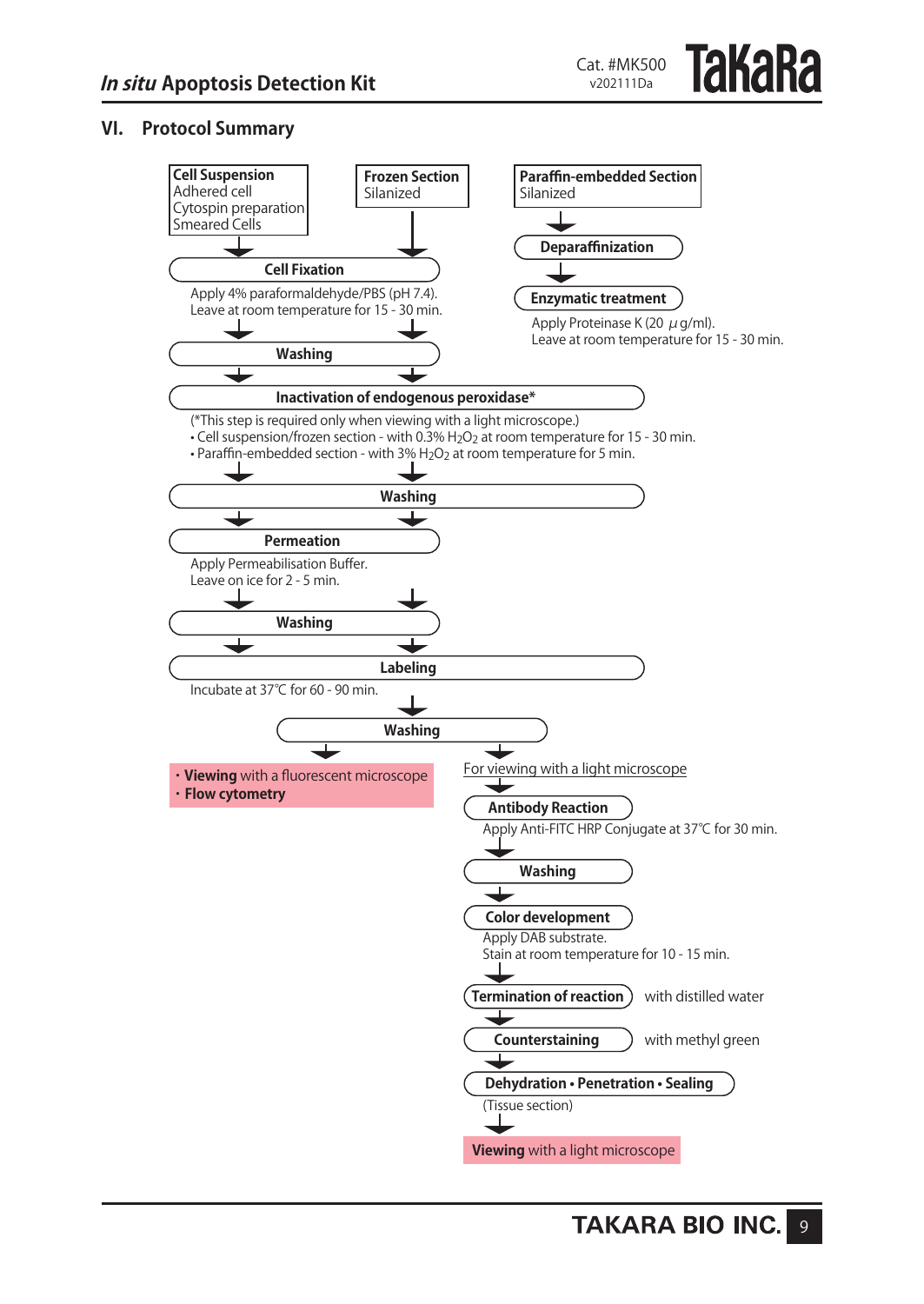## VI. Protocol Summary

**Cell Suspension**
Adhered cell
Cytospin preparation
Smeared Cells

**Frozen Section**
Silanized

**Paraffin-embedded Section**
Silanized

↓

**Deparaffinization**

↓

**Enzymatic treatment**
Apply Proteinase K (20 μg/ml).
Leave at room temperature for 15 - 30 min.

**Cell Fixation** (Cell Suspension / Frozen Section)
Apply 4% paraformaldehyde/PBS (pH 7.4).
Leave at room temperature for 15 - 30 min.

↓

**Washing**

↓

**Inactivation of endogenous peroxidase***
(*This step is required only when viewing with a light microscope.)
- Cell suspension/frozen section - with 0.3% $H_2O_2$ at room temperature for 15 - 30 min.
- Paraffin-embedded section - with 3% $H_2O_2$ at room temperature for 5 min.

↓

**Washing**

↓

**Permeation**
Apply Permeabilisation Buffer.
Leave on ice for 2 - 5 min.

↓

**Washing**

↓

**Labeling**
Incubate at 37℃ for 60 - 90 min.

↓

**Washing**

↓

- **Viewing** with a fluorescent microscope
- **Flow cytometry**

For viewing with a light microscope

↓

**Antibody Reaction**
Apply Anti-FITC HRP Conjugate at 37℃ for 30 min.

↓

**Washing**

↓

**Color development**
Apply DAB substrate.
Stain at room temperature for 10 - 15 min.

↓

**Termination of reaction** with distilled water

↓

**Counterstaining** with methyl green

↓

**Dehydration • Penetration • Sealing**
(Tissue section)

↓

**Viewing** with a light microscope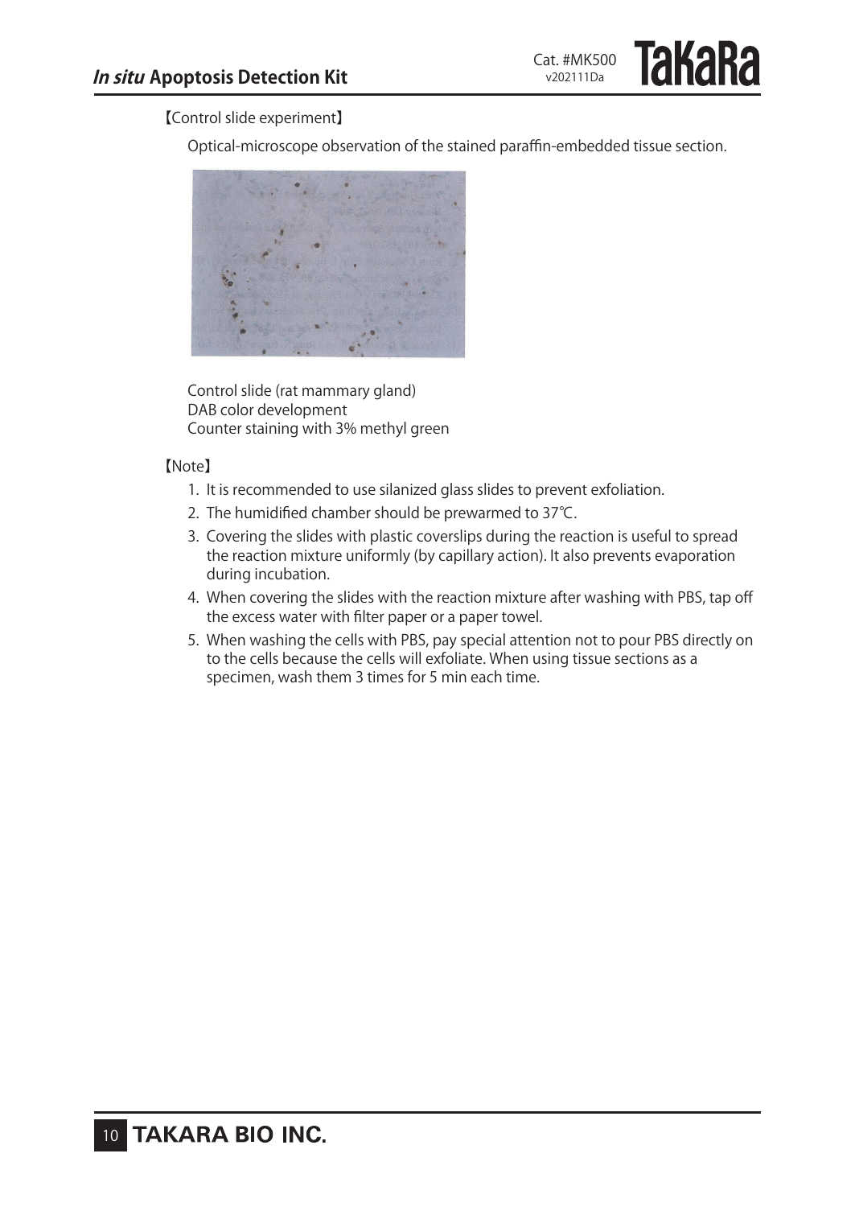【Control slide experiment】

Optical-microscope observation of the stained paraffin-embedded tissue section.

Control slide (rat mammary gland)
DAB color development
Counter staining with 3% methyl green

【Note】

1. It is recommended to use silanized glass slides to prevent exfoliation.
2. The humidified chamber should be prewarmed to 37℃.
3. Covering the slides with plastic coverslips during the reaction is useful to spread the reaction mixture uniformly (by capillary action). It also prevents evaporation during incubation.
4. When covering the slides with the reaction mixture after washing with PBS, tap off the excess water with filter paper or a paper towel.
5. When washing the cells with PBS, pay special attention not to pour PBS directly on to the cells because the cells will exfoliate. When using tissue sections as a specimen, wash them 3 times for 5 min each time.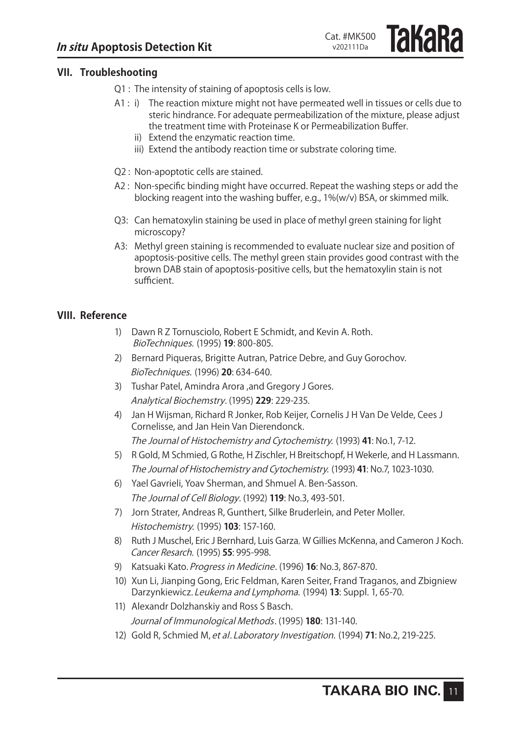## VII. Troubleshooting

Q1 : The intensity of staining of apoptosis cells is low.

A1 : i) The reaction mixture might not have permeated well in tissues or cells due to steric hindrance. For adequate permeabilization of the mixture, please adjust the treatment time with Proteinase K or Permeabilization Buffer.

ii) Extend the enzymatic reaction time.

iii) Extend the antibody reaction time or substrate coloring time.

Q2 : Non-apoptotic cells are stained.

A2 : Non-specific binding might have occurred. Repeat the washing steps or add the blocking reagent into the washing buffer, e.g., 1%(w/v) BSA, or skimmed milk.

Q3: Can hematoxylin staining be used in place of methyl green staining for light microscopy?

A3: Methyl green staining is recommended to evaluate nuclear size and position of apoptosis-positive cells. The methyl green stain provides good contrast with the brown DAB stain of apoptosis-positive cells, but the hematoxylin stain is not sufficient.

## VIII. Reference

1) Dawn R Z Tornusciolo, Robert E Schmidt, and Kevin A. Roth. *BioTechniques.* (1995) **19**: 800-805.
2) Bernard Piqueras, Brigitte Autran, Patrice Debre, and Guy Gorochov. *BioTechniques.* (1996) **20**: 634-640.
3) Tushar Patel, Amindra Arora ,and Gregory J Gores. *Analytical Biochemstry*. (1995) **229**: 229-235.
4) Jan H Wijsman, Richard R Jonker, Rob Keijer, Cornelis J H Van De Velde, Cees J Cornelisse, and Jan Hein Van Dierendonck. *The Journal of Histochemistry and Cytochemistry.* (1993) **41**: No.1, 7-12.
5) R Gold, M Schmied, G Rothe, H Zischler, H Breitschopf, H Wekerle, and H Lassmann. *The Journal of Histochemistry and Cytochemistry.* (1993) **41**: No.7, 1023-1030.
6) Yael Gavrieli, Yoav Sherman, and Shmuel A. Ben-Sasson. *The Journal of Cell Biology*. (1992) **119**: No.3, 493-501.
7) Jorn Strater, Andreas R, Gunthert, Silke Bruderlein, and Peter Moller. *Histochemistry.* (1995) **103**: 157-160.
8) Ruth J Muschel, Eric J Bernhard, Luis Garza, W Gillies McKenna, and Cameron J Koch. *Cancer Resarch.* (1995) **55**: 995-998.
9) Katsuaki Kato. *Progress in Medicine*. (1996) **16**: No.3, 867-870.
10) Xun Li, Jianping Gong, Eric Feldman, Karen Seiter, Frand Traganos, and Zbigniew Darzynkiewicz. *Leukema and Lymphoma.* (1994) **13**: Suppl. 1, 65-70.
11) Alexandr Dolzhanskiy and Ross S Basch. *Journal of Immunological Methods*. (1995) **180**: 131-140.
12) Gold R, Schmied M, *et al*. *Laboratory Investigation.* (1994) **71**: No.2, 219-225.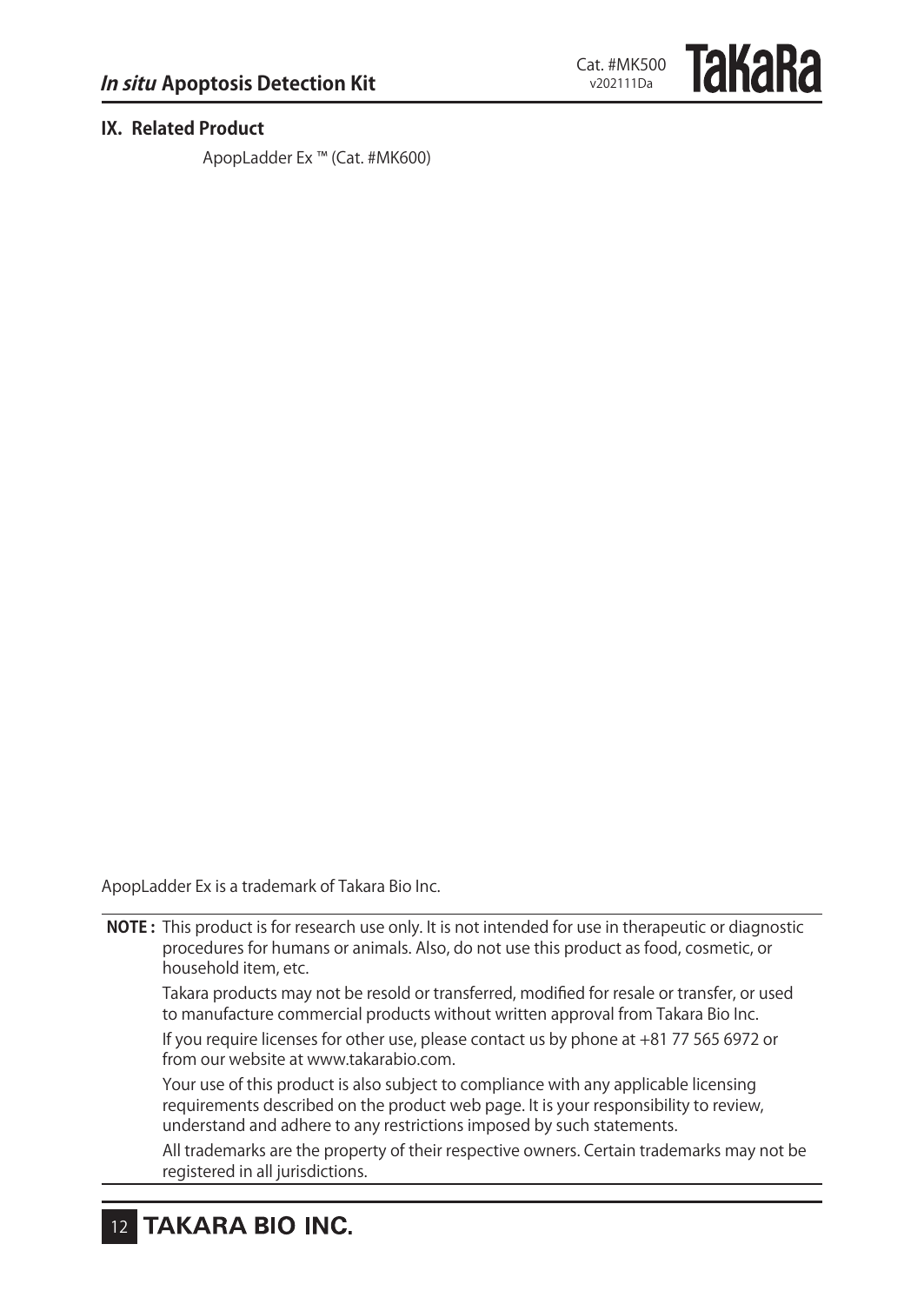## IX. Related Product

ApopLadder Ex ™ (Cat. #MK600)

ApopLadder Ex is a trademark of Takara Bio Inc.

**NOTE :** This product is for research use only. It is not intended for use in therapeutic or diagnostic procedures for humans or animals. Also, do not use this product as food, cosmetic, or household item, etc.

Takara products may not be resold or transferred, modified for resale or transfer, or used to manufacture commercial products without written approval from Takara Bio Inc.

If you require licenses for other use, please contact us by phone at +81 77 565 6972 or from our website at www.takarabio.com.

Your use of this product is also subject to compliance with any applicable licensing requirements described on the product web page. It is your responsibility to review, understand and adhere to any restrictions imposed by such statements.

All trademarks are the property of their respective owners. Certain trademarks may not be registered in all jurisdictions.